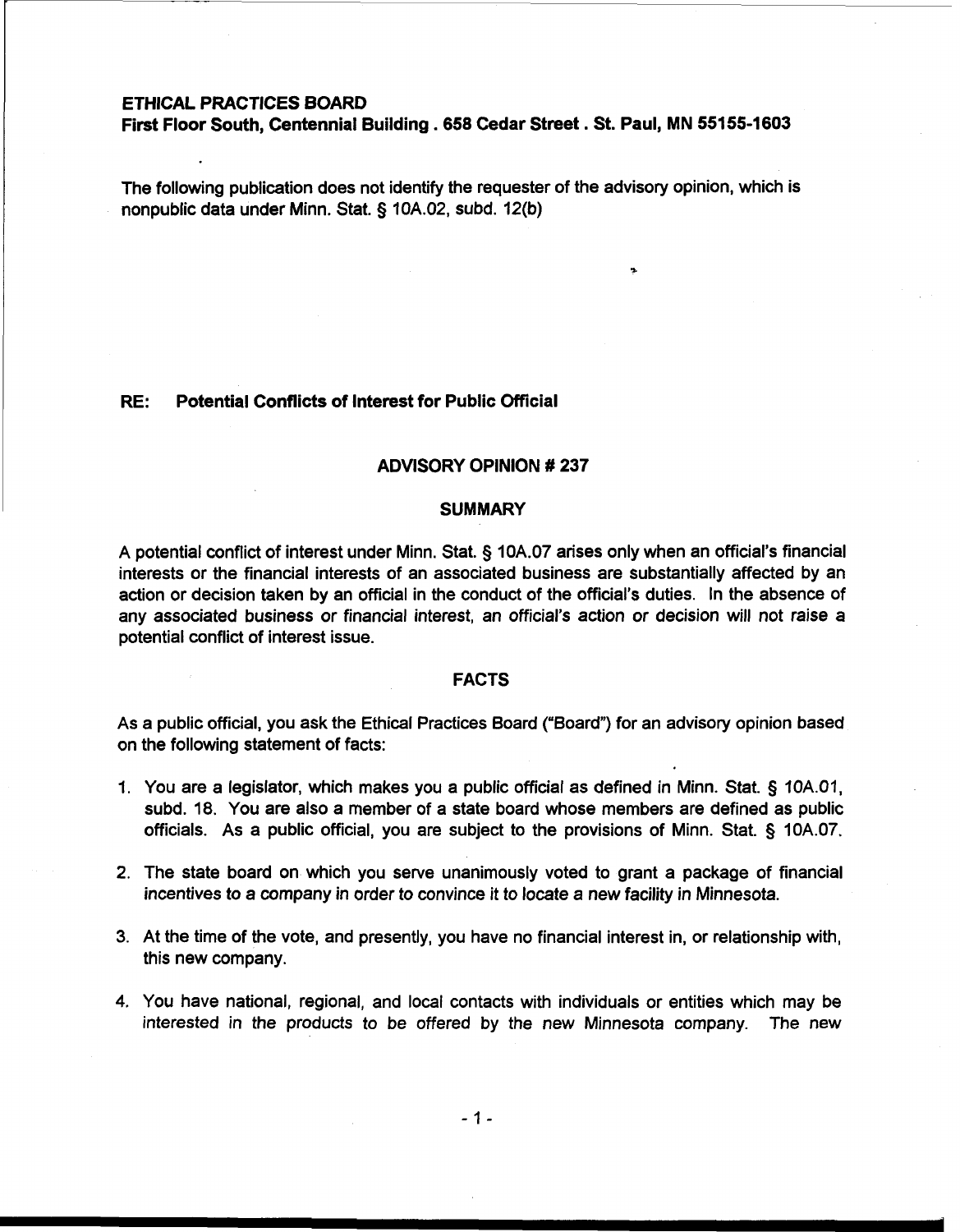**ETHICAL PRACTICES BOARD**
**First Floor South, Centennial Building . 658 Cedar Street . St. Paul, MN 55155-1603**

The following publication does not identify the requester of the advisory opinion, which is nonpublic data under Minn. Stat. § 10A.02, subd. 12(b)

**RE: Potential Conflicts of Interest for Public Official**

## ADVISORY OPINION # 237

### SUMMARY

A potential conflict of interest under Minn. Stat. § 10A.07 arises only when an official's financial interests or the financial interests of an associated business are substantially affected by an action or decision taken by an official in the conduct of the official's duties. In the absence of any associated business or financial interest, an official's action or decision will not raise a potential conflict of interest issue.

### FACTS

As a public official, you ask the Ethical Practices Board ("Board") for an advisory opinion based on the following statement of facts:

1. You are a legislator, which makes you a public official as defined in Minn. Stat. § 10A.01, subd. 18. You are also a member of a state board whose members are defined as public officials. As a public official, you are subject to the provisions of Minn. Stat. § 10A.07.

2. The state board on which you serve unanimously voted to grant a package of financial incentives to a company in order to convince it to locate a new facility in Minnesota.

3. At the time of the vote, and presently, you have no financial interest in, or relationship with, this new company.

4. You have national, regional, and local contacts with individuals or entities which may be interested in the products to be offered by the new Minnesota company. The new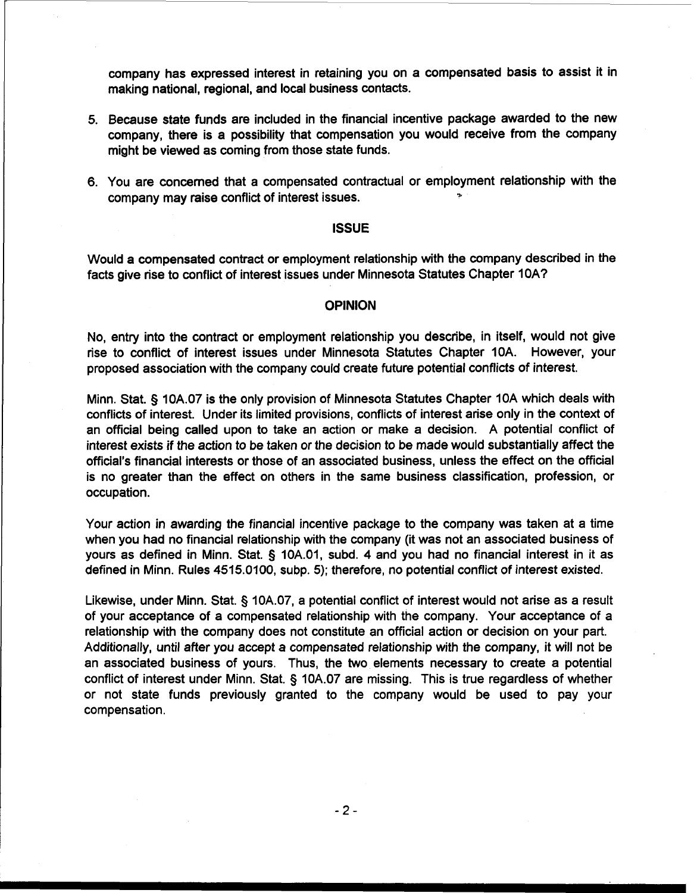company has expressed interest in retaining you on a compensated basis to assist it in making national, regional, and local business contacts.

5. Because state funds are included in the financial incentive package awarded to the new company, there is a possibility that compensation you would receive from the company might be viewed as coming from those state funds.

6. You are concerned that a compensated contractual or employment relationship with the company may raise conflict of interest issues.

## ISSUE

Would a compensated contract or employment relationship with the company described in the facts give rise to conflict of interest issues under Minnesota Statutes Chapter 10A?

## OPINION

No, entry into the contract or employment relationship you describe, in itself, would not give rise to conflict of interest issues under Minnesota Statutes Chapter 10A. However, your proposed association with the company could create future potential conflicts of interest.

Minn. Stat. § 10A.07 is the only provision of Minnesota Statutes Chapter 10A which deals with conflicts of interest. Under its limited provisions, conflicts of interest arise only in the context of an official being called upon to take an action or make a decision. A potential conflict of interest exists if the action to be taken or the decision to be made would substantially affect the official's financial interests or those of an associated business, unless the effect on the official is no greater than the effect on others in the same business classification, profession, or occupation.

Your action in awarding the financial incentive package to the company was taken at a time when you had no financial relationship with the company (it was not an associated business of yours as defined in Minn. Stat. § 10A.01, subd. 4 and you had no financial interest in it as defined in Minn. Rules 4515.0100, subp. 5); therefore, no potential conflict of interest existed.

Likewise, under Minn. Stat. § 10A.07, a potential conflict of interest would not arise as a result of your acceptance of a compensated relationship with the company. Your acceptance of a relationship with the company does not constitute an official action or decision on your part. Additionally, until after you accept a compensated relationship with the company, it will not be an associated business of yours. Thus, the two elements necessary to create a potential conflict of interest under Minn. Stat. § 10A.07 are missing. This is true regardless of whether or not state funds previously granted to the company would be used to pay your compensation.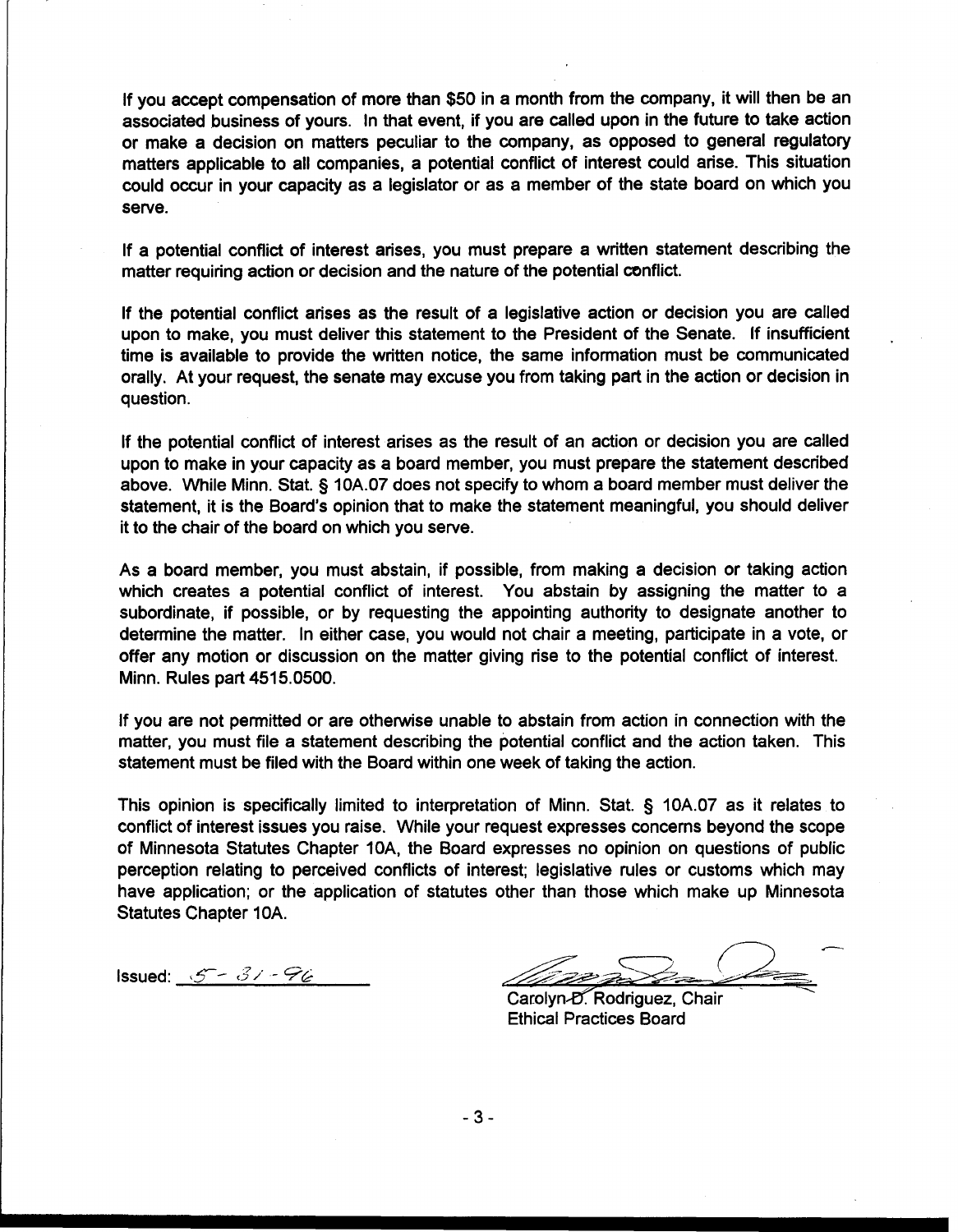If you accept compensation of more than $50 in a month from the company, it will then be an associated business of yours. In that event, if you are called upon in the future to take action or make a decision on matters peculiar to the company, as opposed to general regulatory matters applicable to all companies, a potential conflict of interest could arise. This situation could occur in your capacity as a legislator or as a member of the state board on which you serve.

If a potential conflict of interest arises, you must prepare a written statement describing the matter requiring action or decision and the nature of the potential conflict.

If the potential conflict arises as the result of a legislative action or decision you are called upon to make, you must deliver this statement to the President of the Senate. If insufficient time is available to provide the written notice, the same information must be communicated orally. At your request, the senate may excuse you from taking part in the action or decision in question.

If the potential conflict of interest arises as the result of an action or decision you are called upon to make in your capacity as a board member, you must prepare the statement described above. While Minn. Stat. § 10A.07 does not specify to whom a board member must deliver the statement, it is the Board's opinion that to make the statement meaningful, you should deliver it to the chair of the board on which you serve.

As a board member, you must abstain, if possible, from making a decision or taking action which creates a potential conflict of interest. You abstain by assigning the matter to a subordinate, if possible, or by requesting the appointing authority to designate another to determine the matter. In either case, you would not chair a meeting, participate in a vote, or offer any motion or discussion on the matter giving rise to the potential conflict of interest. Minn. Rules part 4515.0500.

If you are not permitted or are otherwise unable to abstain from action in connection with the matter, you must file a statement describing the potential conflict and the action taken. This statement must be filed with the Board within one week of taking the action.

This opinion is specifically limited to interpretation of Minn. Stat. § 10A.07 as it relates to conflict of interest issues you raise. While your request expresses concerns beyond the scope of Minnesota Statutes Chapter 10A, the Board expresses no opinion on questions of public perception relating to perceived conflicts of interest; legislative rules or customs which may have application; or the application of statutes other than those which make up Minnesota Statutes Chapter 10A.

Issued: 5-31-96

Carolyn D. Rodriguez, Chair
Ethical Practices Board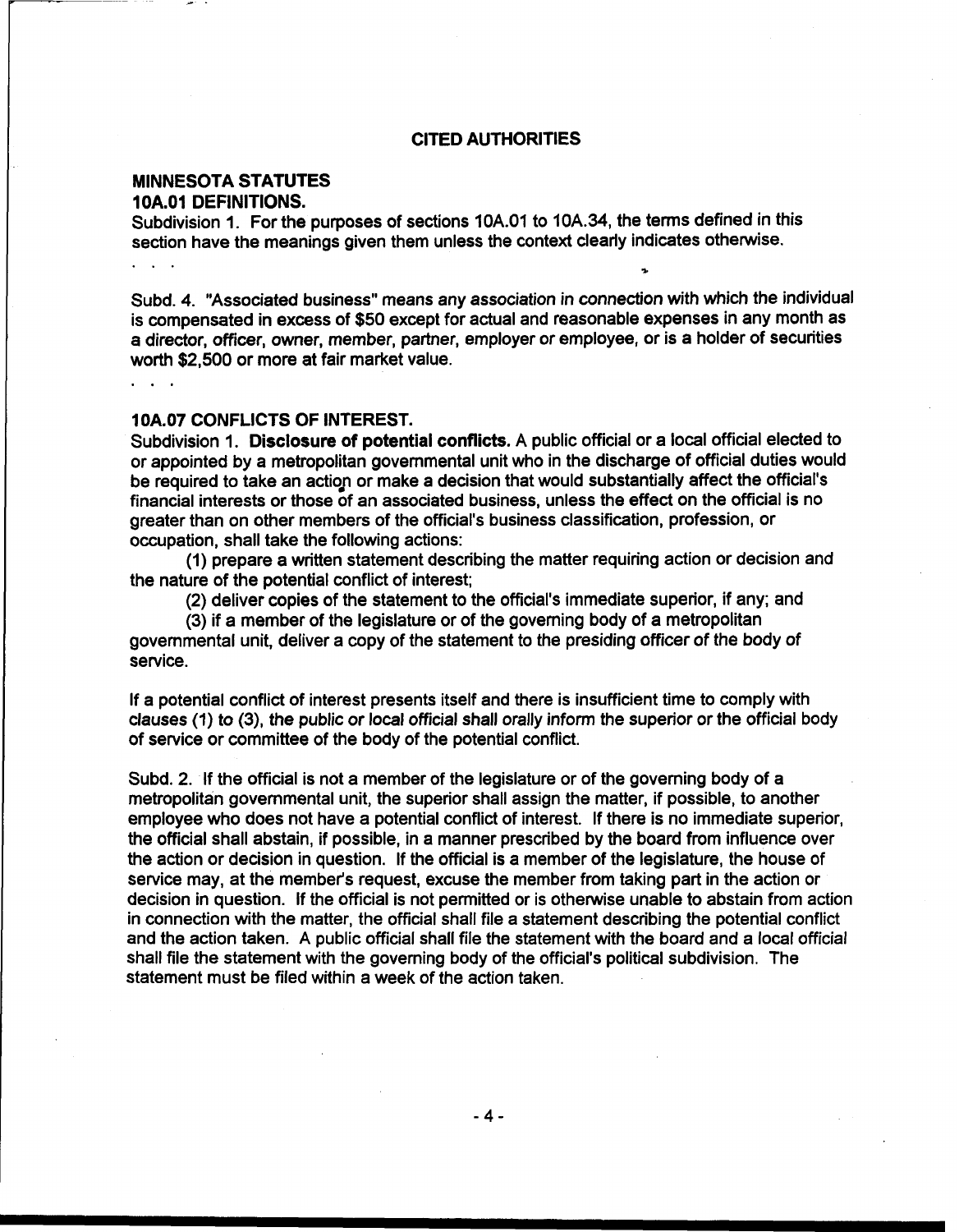## CITED AUTHORITIES

### MINNESOTA STATUTES

**10A.01 DEFINITIONS.**

Subdivision 1. For the purposes of sections 10A.01 to 10A.34, the terms defined in this section have the meanings given them unless the context clearly indicates otherwise.

. . .

Subd. 4. "Associated business" means any association in connection with which the individual is compensated in excess of $50 except for actual and reasonable expenses in any month as a director, officer, owner, member, partner, employer or employee, or is a holder of securities worth $2,500 or more at fair market value.

. . .

**10A.07 CONFLICTS OF INTEREST.**

Subdivision 1. **Disclosure of potential conflicts.** A public official or a local official elected to or appointed by a metropolitan governmental unit who in the discharge of official duties would be required to take an action or make a decision that would substantially affect the official's financial interests or those of an associated business, unless the effect on the official is no greater than on other members of the official's business classification, profession, or occupation, shall take the following actions:

(1) prepare a written statement describing the matter requiring action or decision and the nature of the potential conflict of interest;

(2) deliver copies of the statement to the official's immediate superior, if any; and

(3) if a member of the legislature or of the governing body of a metropolitan governmental unit, deliver a copy of the statement to the presiding officer of the body of service.

If a potential conflict of interest presents itself and there is insufficient time to comply with clauses (1) to (3), the public or local official shall orally inform the superior or the official body of service or committee of the body of the potential conflict.

Subd. 2. If the official is not a member of the legislature or of the governing body of a metropolitan governmental unit, the superior shall assign the matter, if possible, to another employee who does not have a potential conflict of interest. If there is no immediate superior, the official shall abstain, if possible, in a manner prescribed by the board from influence over the action or decision in question. If the official is a member of the legislature, the house of service may, at the member's request, excuse the member from taking part in the action or decision in question. If the official is not permitted or is otherwise unable to abstain from action in connection with the matter, the official shall file a statement describing the potential conflict and the action taken. A public official shall file the statement with the board and a local official shall file the statement with the governing body of the official's political subdivision. The statement must be filed within a week of the action taken.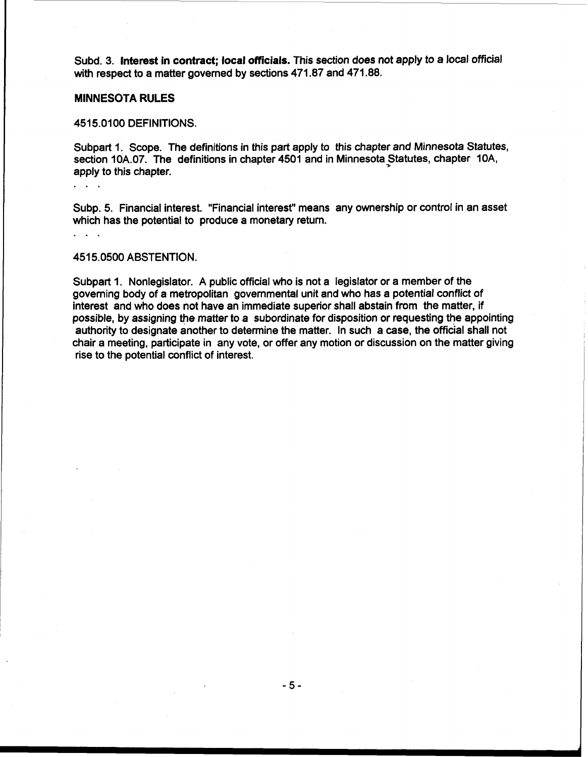Subd. 3. **Interest in contract; local officials.** This section does not apply to a local official with respect to a matter governed by sections 471.87 and 471.88.

**MINNESOTA RULES**

4515.0100 DEFINITIONS.

Subpart 1. Scope. The definitions in this part apply to this chapter and Minnesota Statutes, section 10A.07. The definitions in chapter 4501 and in Minnesota Statutes, chapter 10A, apply to this chapter.

. . .

Subp. 5. Financial interest. "Financial interest" means any ownership or control in an asset which has the potential to produce a monetary return.

. . .

4515.0500 ABSTENTION.

Subpart 1. Nonlegislator. A public official who is not a legislator or a member of the governing body of a metropolitan governmental unit and who has a potential conflict of interest and who does not have an immediate superior shall abstain from the matter, if possible, by assigning the matter to a subordinate for disposition or requesting the appointing authority to designate another to determine the matter. In such a case, the official shall not chair a meeting, participate in any vote, or offer any motion or discussion on the matter giving rise to the potential conflict of interest.